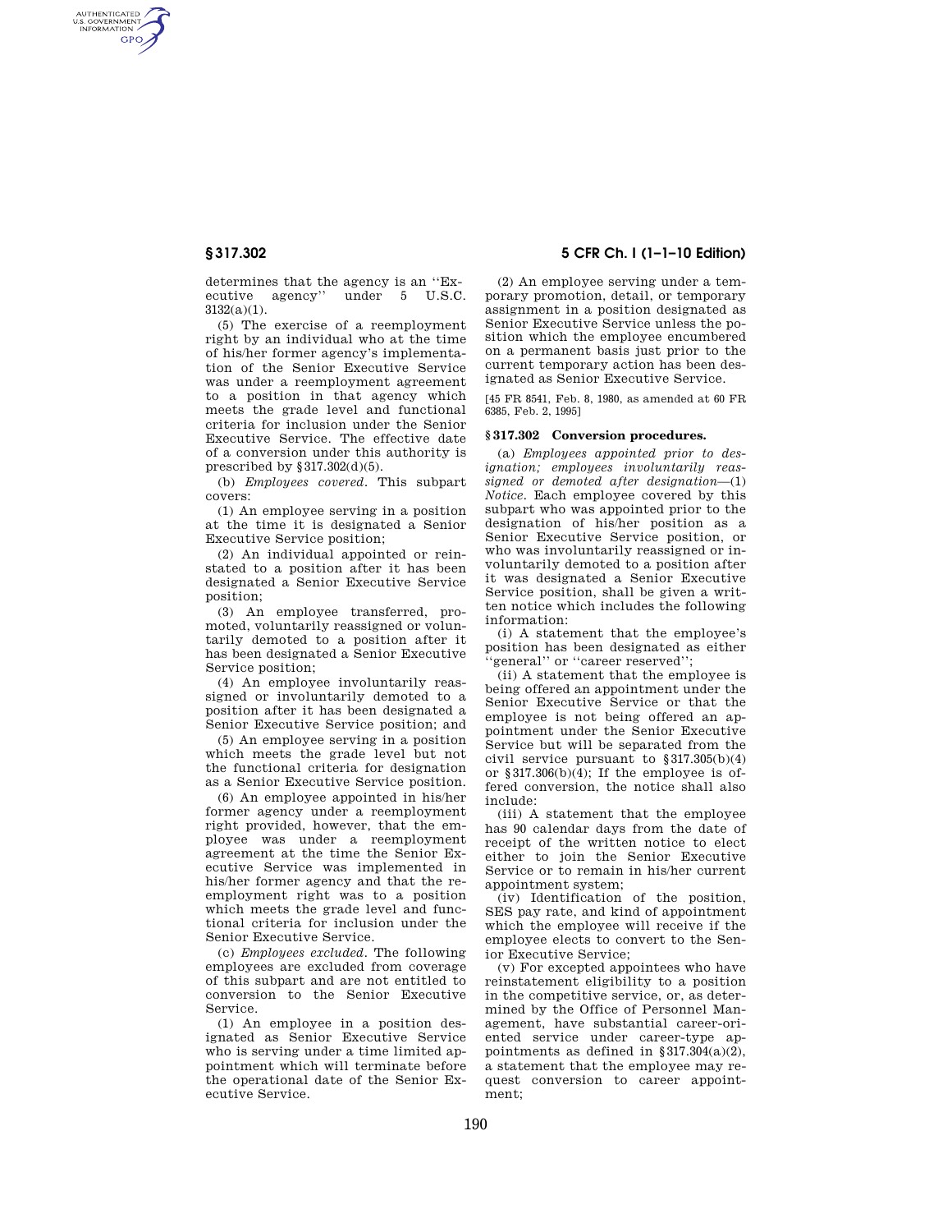determines that the agency is an ''Executive agency'' under 5 U.S.C. 3132(a)(1).

(5) The exercise of a reemployment right by an individual who at the time of his/her former agency's implementation of the Senior Executive Service was under a reemployment agreement to a position in that agency which meets the grade level and functional criteria for inclusion under the Senior Executive Service. The effective date of a conversion under this authority is prescribed by §317.302(d)(5).

(b) *Employees covered.* This subpart covers:

(1) An employee serving in a position at the time it is designated a Senior Executive Service position;

(2) An individual appointed or reinstated to a position after it has been designated a Senior Executive Service position;

(3) An employee transferred, promoted, voluntarily reassigned or voluntarily demoted to a position after it has been designated a Senior Executive Service position;

(4) An employee involuntarily reassigned or involuntarily demoted to a position after it has been designated a Senior Executive Service position; and

(5) An employee serving in a position which meets the grade level but not the functional criteria for designation as a Senior Executive Service position.

(6) An employee appointed in his/her former agency under a reemployment right provided, however, that the employee was under a reemployment agreement at the time the Senior Executive Service was implemented in his/her former agency and that the reemployment right was to a position which meets the grade level and functional criteria for inclusion under the Senior Executive Service.

(c) *Employees excluded.* The following employees are excluded from coverage of this subpart and are not entitled to conversion to the Senior Executive Service.

(1) An employee in a position designated as Senior Executive Service who is serving under a time limited appointment which will terminate before the operational date of the Senior Executive Service.

(2) An employee serving under a temporary promotion, detail, or temporary assignment in a position designated as Senior Executive Service unless the position which the employee encumbered on a permanent basis just prior to the current temporary action has been designated as Senior Executive Service.

[45 FR 8541, Feb. 8, 1980, as amended at 60 FR 6385, Feb. 2, 1995]

## §317.302 Conversion procedures.

(a) *Employees appointed prior to designation; employees involuntarily reassigned or demoted after designation*—(1) *Notice.* Each employee covered by this subpart who was appointed prior to the designation of his/her position as a Senior Executive Service position, or who was involuntarily reassigned or involuntarily demoted to a position after it was designated a Senior Executive Service position, shall be given a written notice which includes the following information:

(i) A statement that the employee's position has been designated as either ''general'' or ''career reserved'';

(ii) A statement that the employee is being offered an appointment under the Senior Executive Service or that the employee is not being offered an appointment under the Senior Executive Service but will be separated from the civil service pursuant to §317.305(b)(4) or §317.306(b)(4); If the employee is offered conversion, the notice shall also include:

(iii) A statement that the employee has 90 calendar days from the date of receipt of the written notice to elect either to join the Senior Executive Service or to remain in his/her current appointment system;

(iv) Identification of the position, SES pay rate, and kind of appointment which the employee will receive if the employee elects to convert to the Senior Executive Service;

(v) For excepted appointees who have reinstatement eligibility to a position in the competitive service, or, as determined by the Office of Personnel Management, have substantial career-oriented service under career-type appointments as defined in §317.304(a)(2), a statement that the employee may request conversion to career appointment;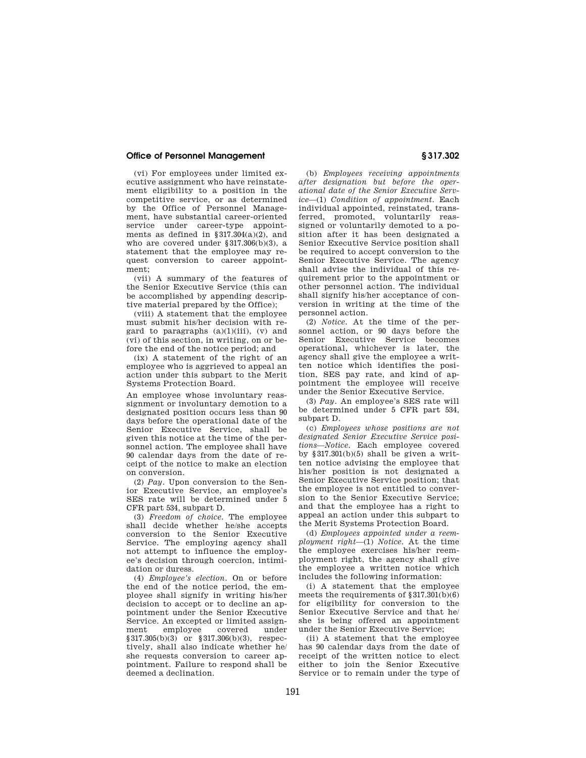(vi) For employees under limited executive assignment who have reinstatement eligibility to a position in the competitive service, or as determined by the Office of Personnel Management, have substantial career-oriented service under career-type appointments as defined in §317.304(a)(2), and who are covered under §317.306(b)(3), a statement that the employee may request conversion to career appointment;

(vii) A summary of the features of the Senior Executive Service (this can be accomplished by appending descriptive material prepared by the Office);

(viii) A statement that the employee must submit his/her decision with regard to paragraphs (a)(1)(iii), (v) and (vi) of this section, in writing, on or before the end of the notice period; and

(ix) A statement of the right of an employee who is aggrieved to appeal an action under this subpart to the Merit Systems Protection Board.

An employee whose involuntary reassignment or involuntary demotion to a designated position occurs less than 90 days before the operational date of the Senior Executive Service, shall be given this notice at the time of the personnel action. The employee shall have 90 calendar days from the date of receipt of the notice to make an election on conversion.

(2) *Pay*. Upon conversion to the Senior Executive Service, an employee's SES rate will be determined under 5 CFR part 534, subpart D.

(3) *Freedom of choice*. The employee shall decide whether he/she accepts conversion to the Senior Executive Service. The employing agency shall not attempt to influence the employee's decision through coercion, intimidation or duress.

(4) *Employee's election*. On or before the end of the notice period, the employee shall signify in writing his/her decision to accept or to decline an appointment under the Senior Executive Service. An excepted or limited assignment employee covered under §317.305(b)(3) or §317.306(b)(3), respectively, shall also indicate whether he/she requests conversion to career appointment. Failure to respond shall be deemed a declination.

(b) *Employees receiving appointments after designation but before the operational date of the Senior Executive Service*—(1) *Condition of appointment*. Each individual appointed, reinstated, transferred, promoted, voluntarily reassigned or voluntarily demoted to a position after it has been designated a Senior Executive Service position shall be required to accept conversion to the Senior Executive Service. The agency shall advise the individual of this requirement prior to the appointment or other personnel action. The individual shall signify his/her acceptance of conversion in writing at the time of the personnel action.

(2) *Notice*. At the time of the personnel action, or 90 days before the Senior Executive Service becomes operational, whichever is later, the agency shall give the employee a written notice which identifies the position, SES pay rate, and kind of appointment the employee will receive under the Senior Executive Service.

(3) *Pay*. An employee's SES rate will be determined under 5 CFR part 534, subpart D.

(c) *Employees whose positions are not designated Senior Executive Service positions—Notice*. Each employee covered by §317.301(b)(5) shall be given a written notice advising the employee that his/her position is not designated a Senior Executive Service position; that the employee is not entitled to conversion to the Senior Executive Service; and that the employee has a right to appeal an action under this subpart to the Merit Systems Protection Board.

(d) *Employees appointed under a reemployment right*—(1) *Notice*. At the time the employee exercises his/her reemployment right, the agency shall give the employee a written notice which includes the following information:

(i) A statement that the employee meets the requirements of §317.301(b)(6) for eligibility for conversion to the Senior Executive Service and that he/she is being offered an appointment under the Senior Executive Service;

(ii) A statement that the employee has 90 calendar days from the date of receipt of the written notice to elect either to join the Senior Executive Service or to remain under the type of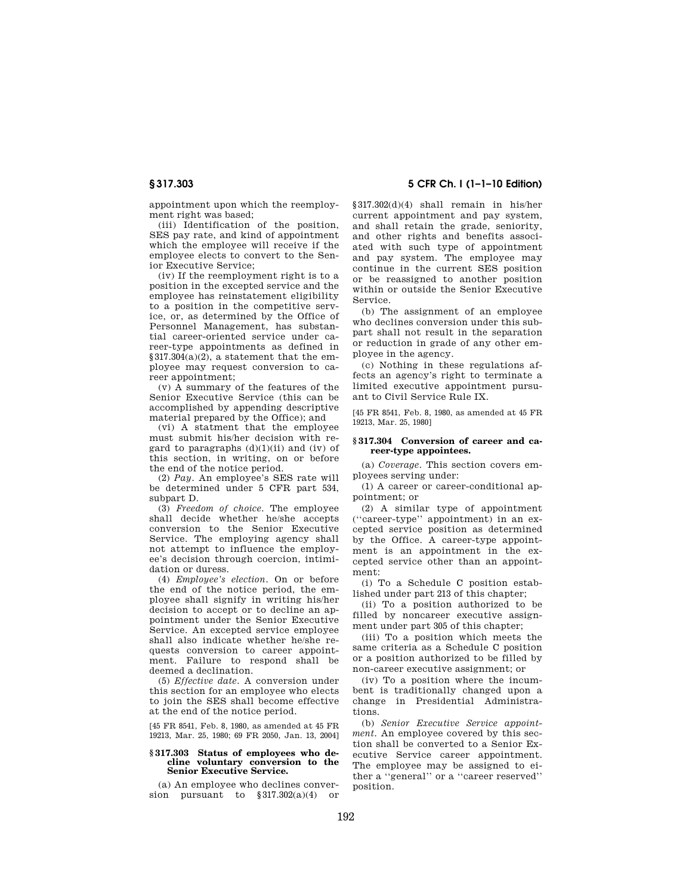appointment upon which the reemployment right was based;

(iii) Identification of the position, SES pay rate, and kind of appointment which the employee will receive if the employee elects to convert to the Senior Executive Service;

(iv) If the reemployment right is to a position in the excepted service and the employee has reinstatement eligibility to a position in the competitive service, or, as determined by the Office of Personnel Management, has substantial career-oriented service under career-type appointments as defined in §317.304(a)(2), a statement that the employee may request conversion to career appointment;

(v) A summary of the features of the Senior Executive Service (this can be accomplished by appending descriptive material prepared by the Office); and

(vi) A statment that the employee must submit his/her decision with regard to paragraphs (d)(1)(ii) and (iv) of this section, in writing, on or before the end of the notice period.

(2) *Pay.* An employee's SES rate will be determined under 5 CFR part 534, subpart D.

(3) *Freedom of choice.* The employee shall decide whether he/she accepts conversion to the Senior Executive Service. The employing agency shall not attempt to influence the employee's decision through coercion, intimidation or duress.

(4) *Employee's election.* On or before the end of the notice period, the employee shall signify in writing his/her decision to accept or to decline an appointment under the Senior Executive Service. An excepted service employee shall also indicate whether he/she requests conversion to career appointment. Failure to respond shall be deemed a declination.

(5) *Effective date.* A conversion under this section for an employee who elects to join the SES shall become effective at the end of the notice period.

[45 FR 8541, Feb. 8, 1980, as amended at 45 FR 19213, Mar. 25, 1980; 69 FR 2050, Jan. 13, 2004]

### §317.303 Status of employees who decline voluntary conversion to the Senior Executive Service.

(a) An employee who declines conversion pursuant to §317.302(a)(4) or §317.302(d)(4) shall remain in his/her current appointment and pay system, and shall retain the grade, seniority, and other rights and benefits associated with such type of appointment and pay system. The employee may continue in the current SES position or be reassigned to another position within or outside the Senior Executive Service.

(b) The assignment of an employee who declines conversion under this subpart shall not result in the separation or reduction in grade of any other employee in the agency.

(c) Nothing in these regulations affects an agency's right to terminate a limited executive appointment pursuant to Civil Service Rule IX.

[45 FR 8541, Feb. 8, 1980, as amended at 45 FR 19213, Mar. 25, 1980]

### §317.304 Conversion of career and career-type appointees.

(a) *Coverage.* This section covers employees serving under:

(1) A career or career-conditional appointment; or

(2) A similar type of appointment ("career-type" appointment) in an excepted service position as determined by the Office. A career-type appointment is an appointment in the excepted service other than an appointment:

(i) To a Schedule C position established under part 213 of this chapter;

(ii) To a position authorized to be filled by noncareer executive assignment under part 305 of this chapter;

(iii) To a position which meets the same criteria as a Schedule C position or a position authorized to be filled by non-career executive assignment; or

(iv) To a position where the incumbent is traditionally changed upon a change in Presidential Administrations.

(b) *Senior Executive Service appointment.* An employee covered by this section shall be converted to a Senior Executive Service career appointment. The employee may be assigned to either a "general" or a "career reserved" position.